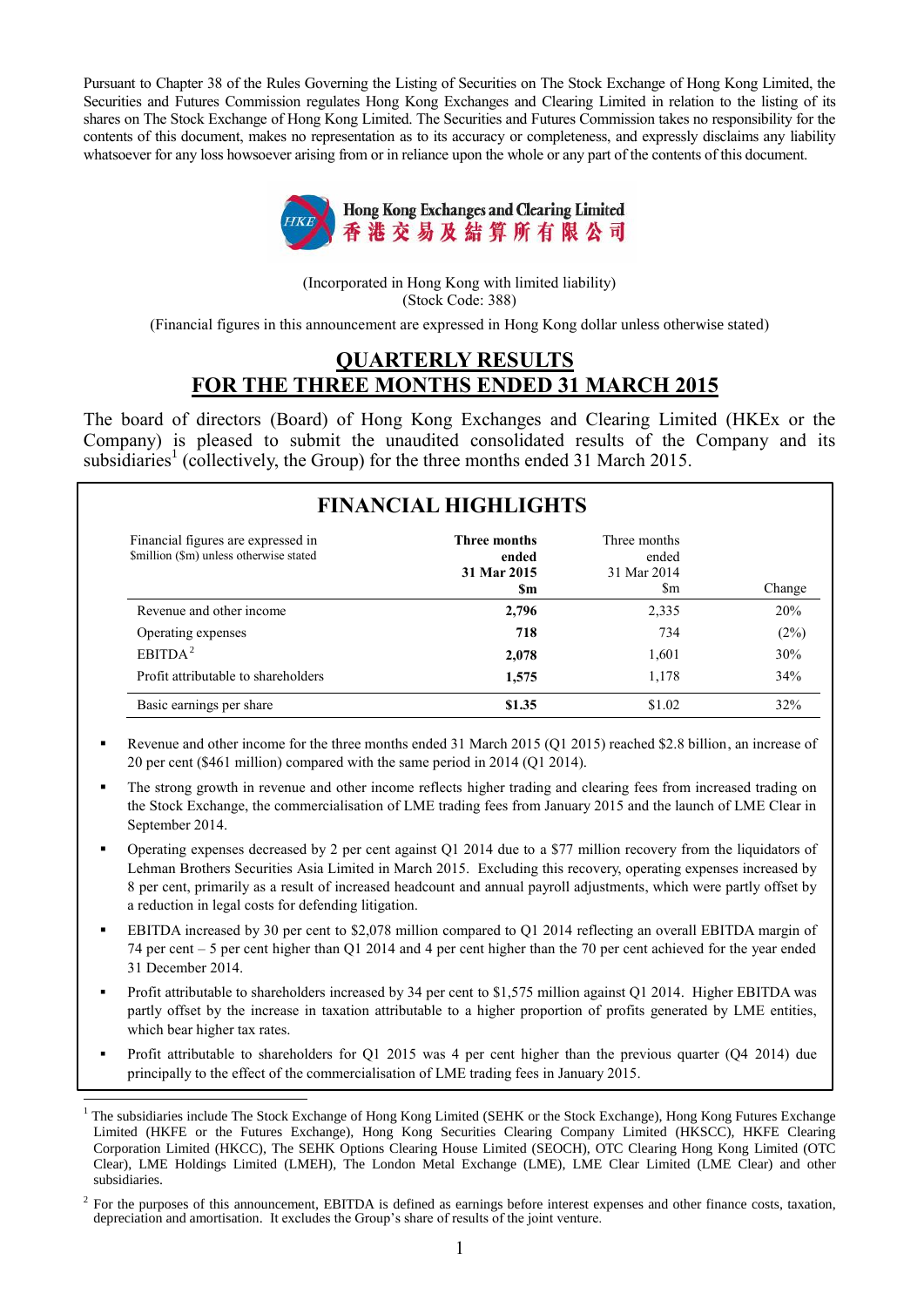Pursuant to Chapter 38 of the Rules Governing the Listing of Securities on The Stock Exchange of Hong Kong Limited, the Securities and Futures Commission regulates Hong Kong Exchanges and Clearing Limited in relation to the listing of its shares on The Stock Exchange of Hong Kong Limited. The Securities and Futures Commission takes no responsibility for the contents of this document, makes no representation as to its accuracy or completeness, and expressly disclaims any liability whatsoever for any loss howsoever arising from or in reliance upon the whole or any part of the contents of this document.

**Hong Kong Exchanges and Clearing Limited**
**香港交易及結算所有限公司**

(Incorporated in Hong Kong with limited liability)
(Stock Code: 388)

(Financial figures in this announcement are expressed in Hong Kong dollar unless otherwise stated)

# QUARTERLY RESULTS FOR THE THREE MONTHS ENDED 31 MARCH 2015

The board of directors (Board) of Hong Kong Exchanges and Clearing Limited (HKEx or the Company) is pleased to submit the unaudited consolidated results of the Company and its subsidiaries[1] (collectively, the Group) for the three months ended 31 March 2015.

## FINANCIAL HIGHLIGHTS

| Financial figures are expressed in $million ($m) unless otherwise stated | **Three months ended 31 Mar 2015 $m** | Three months ended 31 Mar 2014 $m | Change |
|---|---|---|---|
| Revenue and other income | **2,796** | 2,335 | 20% |
| Operating expenses | **718** | 734 | (2%) |
| EBITDA[2] | **2,078** | 1,601 | 30% |
| Profit attributable to shareholders | **1,575** | 1,178 | 34% |
| Basic earnings per share | **$1.35** | $1.02 | 32% |

- Revenue and other income for the three months ended 31 March 2015 (Q1 2015) reached $2.8 billion, an increase of 20 per cent ($461 million) compared with the same period in 2014 (Q1 2014).
- The strong growth in revenue and other income reflects higher trading and clearing fees from increased trading on the Stock Exchange, the commercialisation of LME trading fees from January 2015 and the launch of LME Clear in September 2014.
- Operating expenses decreased by 2 per cent against Q1 2014 due to a $77 million recovery from the liquidators of Lehman Brothers Securities Asia Limited in March 2015. Excluding this recovery, operating expenses increased by 8 per cent, primarily as a result of increased headcount and annual payroll adjustments, which were partly offset by a reduction in legal costs for defending litigation.
- EBITDA increased by 30 per cent to $2,078 million compared to Q1 2014 reflecting an overall EBITDA margin of 74 per cent – 5 per cent higher than Q1 2014 and 4 per cent higher than the 70 per cent achieved for the year ended 31 December 2014.
- Profit attributable to shareholders increased by 34 per cent to $1,575 million against Q1 2014. Higher EBITDA was partly offset by the increase in taxation attributable to a higher proportion of profits generated by LME entities, which bear higher tax rates.
- Profit attributable to shareholders for Q1 2015 was 4 per cent higher than the previous quarter (Q4 2014) due principally to the effect of the commercialisation of LME trading fees in January 2015.

[1] The subsidiaries include The Stock Exchange of Hong Kong Limited (SEHK or the Stock Exchange), Hong Kong Futures Exchange Limited (HKFE or the Futures Exchange), Hong Kong Securities Clearing Company Limited (HKSCC), HKFE Clearing Corporation Limited (HKCC), The SEHK Options Clearing House Limited (SEOCH), OTC Clearing Hong Kong Limited (OTC Clear), LME Holdings Limited (LMEH), The London Metal Exchange (LME), LME Clear Limited (LME Clear) and other subsidiaries.

[2] For the purposes of this announcement, EBITDA is defined as earnings before interest expenses and other finance costs, taxation, depreciation and amortisation. It excludes the Group's share of results of the joint venture.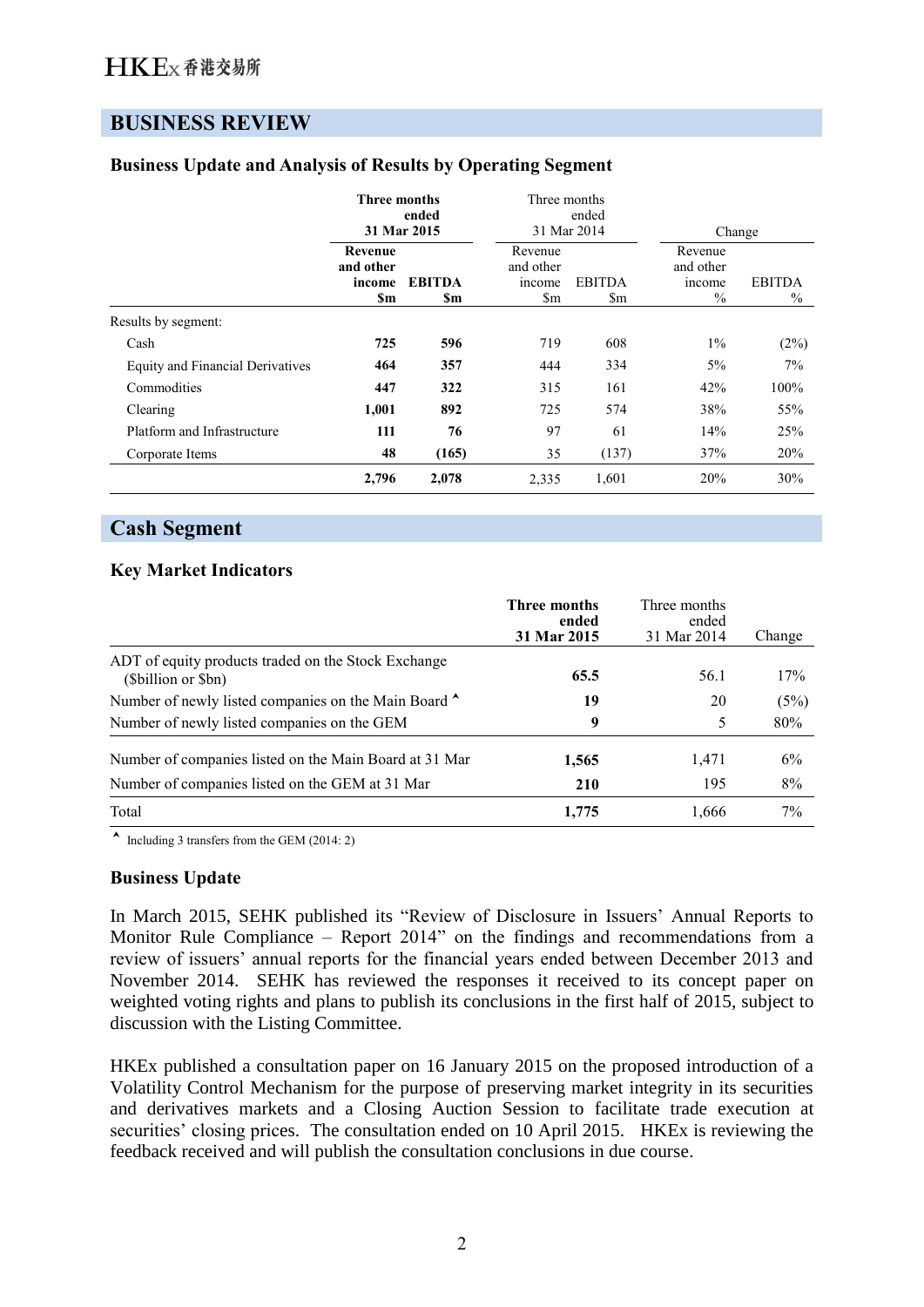# BUSINESS REVIEW

### Business Update and Analysis of Results by Operating Segment

| | **Three months ended 31 Mar 2015** | | Three months ended 31 Mar 2014 | | Change | |
|---|---|---|---|---|---|---|
| | **Revenue and other income $m** | **EBITDA $m** | Revenue and other income $m | EBITDA $m | Revenue and other income % | EBITDA % |
| Results by segment: | | | | | | |
| Cash | **725** | **596** | 719 | 608 | 1% | (2%) |
| Equity and Financial Derivatives | **464** | **357** | 444 | 334 | 5% | 7% |
| Commodities | **447** | **322** | 315 | 161 | 42% | 100% |
| Clearing | **1,001** | **892** | 725 | 574 | 38% | 55% |
| Platform and Infrastructure | **111** | **76** | 97 | 61 | 14% | 25% |
| Corporate Items | **48** | **(165)** | 35 | (137) | 37% | 20% |
| | **2,796** | **2,078** | 2,335 | 1,601 | 20% | 30% |

## Cash Segment

### Key Market Indicators

| | **Three months ended 31 Mar 2015** | Three months ended 31 Mar 2014 | Change |
|---|---|---|---|
| ADT of equity products traded on the Stock Exchange ($billion or $bn) | **65.5** | 56.1 | 17% |
| Number of newly listed companies on the Main Board ^ | **19** | 20 | (5%) |
| Number of newly listed companies on the GEM | **9** | 5 | 80% |
| Number of companies listed on the Main Board at 31 Mar | **1,565** | 1,471 | 6% |
| Number of companies listed on the GEM at 31 Mar | **210** | 195 | 8% |
| Total | **1,775** | 1,666 | 7% |

^ Including 3 transfers from the GEM (2014: 2)

### Business Update

In March 2015, SEHK published its "Review of Disclosure in Issuers' Annual Reports to Monitor Rule Compliance – Report 2014" on the findings and recommendations from a review of issuers' annual reports for the financial years ended between December 2013 and November 2014. SEHK has reviewed the responses it received to its concept paper on weighted voting rights and plans to publish its conclusions in the first half of 2015, subject to discussion with the Listing Committee.

HKEx published a consultation paper on 16 January 2015 on the proposed introduction of a Volatility Control Mechanism for the purpose of preserving market integrity in its securities and derivatives markets and a Closing Auction Session to facilitate trade execution at securities' closing prices. The consultation ended on 10 April 2015. HKEx is reviewing the feedback received and will publish the consultation conclusions in due course.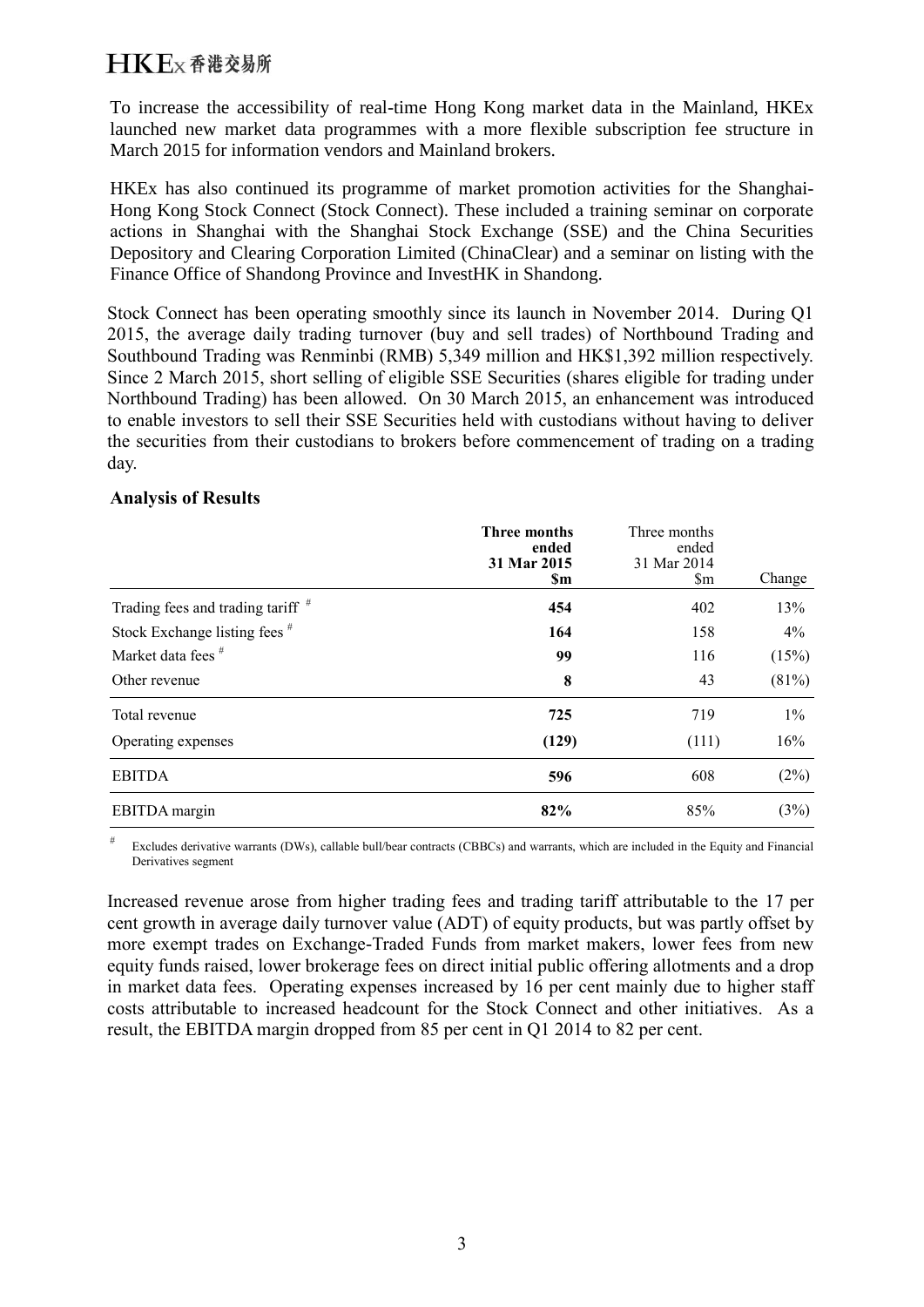To increase the accessibility of real-time Hong Kong market data in the Mainland, HKEx launched new market data programmes with a more flexible subscription fee structure in March 2015 for information vendors and Mainland brokers.

HKEx has also continued its programme of market promotion activities for the Shanghai-Hong Kong Stock Connect (Stock Connect). These included a training seminar on corporate actions in Shanghai with the Shanghai Stock Exchange (SSE) and the China Securities Depository and Clearing Corporation Limited (ChinaClear) and a seminar on listing with the Finance Office of Shandong Province and InvestHK in Shandong.

Stock Connect has been operating smoothly since its launch in November 2014. During Q1 2015, the average daily trading turnover (buy and sell trades) of Northbound Trading and Southbound Trading was Renminbi (RMB) 5,349 million and HK$1,392 million respectively. Since 2 March 2015, short selling of eligible SSE Securities (shares eligible for trading under Northbound Trading) has been allowed. On 30 March 2015, an enhancement was introduced to enable investors to sell their SSE Securities held with custodians without having to deliver the securities from their custodians to brokers before commencement of trading on a trading day.

**Analysis of Results**

| | **Three months ended 31 Mar 2015 $m** | Three months ended 31 Mar 2014 $m | Change |
|---|---|---|---|
| Trading fees and trading tariff # | **454** | 402 | 13% |
| Stock Exchange listing fees # | **164** | 158 | 4% |
| Market data fees # | **99** | 116 | (15%) |
| Other revenue | **8** | 43 | (81%) |
| Total revenue | **725** | 719 | 1% |
| Operating expenses | **(129)** | (111) | 16% |
| EBITDA | **596** | 608 | (2%) |
| EBITDA margin | **82%** | 85% | (3%) |

# Excludes derivative warrants (DWs), callable bull/bear contracts (CBBCs) and warrants, which are included in the Equity and Financial Derivatives segment

Increased revenue arose from higher trading fees and trading tariff attributable to the 17 per cent growth in average daily turnover value (ADT) of equity products, but was partly offset by more exempt trades on Exchange-Traded Funds from market makers, lower fees from new equity funds raised, lower brokerage fees on direct initial public offering allotments and a drop in market data fees. Operating expenses increased by 16 per cent mainly due to higher staff costs attributable to increased headcount for the Stock Connect and other initiatives. As a result, the EBITDA margin dropped from 85 per cent in Q1 2014 to 82 per cent.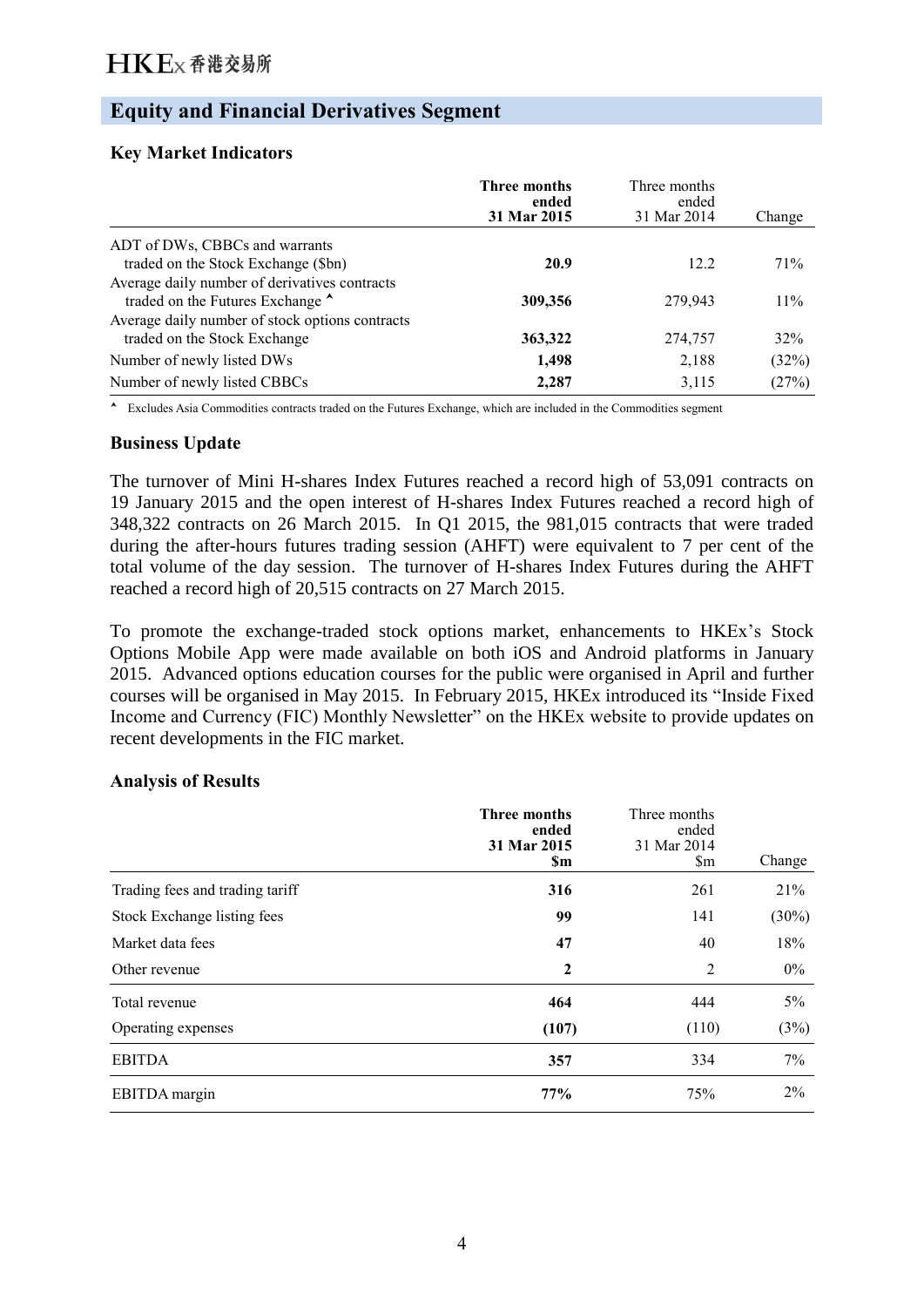## Equity and Financial Derivatives Segment

### Key Market Indicators

| | **Three months ended 31 Mar 2015** | Three months ended 31 Mar 2014 | Change |
|---|---|---|---|
| ADT of DWs, CBBCs and warrants traded on the Stock Exchange ($bn) | **20.9** | 12.2 | 71% |
| Average daily number of derivatives contracts traded on the Futures Exchange ^ | **309,356** | 279,943 | 11% |
| Average daily number of stock options contracts traded on the Stock Exchange | **363,322** | 274,757 | 32% |
| Number of newly listed DWs | **1,498** | 2,188 | (32%) |
| Number of newly listed CBBCs | **2,287** | 3,115 | (27%) |

^ Excludes Asia Commodities contracts traded on the Futures Exchange, which are included in the Commodities segment

### Business Update

The turnover of Mini H-shares Index Futures reached a record high of 53,091 contracts on 19 January 2015 and the open interest of H-shares Index Futures reached a record high of 348,322 contracts on 26 March 2015. In Q1 2015, the 981,015 contracts that were traded during the after-hours futures trading session (AHFT) were equivalent to 7 per cent of the total volume of the day session. The turnover of H-shares Index Futures during the AHFT reached a record high of 20,515 contracts on 27 March 2015.

To promote the exchange-traded stock options market, enhancements to HKEx's Stock Options Mobile App were made available on both iOS and Android platforms in January 2015. Advanced options education courses for the public were organised in April and further courses will be organised in May 2015. In February 2015, HKEx introduced its "Inside Fixed Income and Currency (FIC) Monthly Newsletter" on the HKEx website to provide updates on recent developments in the FIC market.

### Analysis of Results

| | **Three months ended 31 Mar 2015 $m** | Three months ended 31 Mar 2014 $m | Change |
|---|---|---|---|
| Trading fees and trading tariff | **316** | 261 | 21% |
| Stock Exchange listing fees | **99** | 141 | (30%) |
| Market data fees | **47** | 40 | 18% |
| Other revenue | **2** | 2 | 0% |
| Total revenue | **464** | 444 | 5% |
| Operating expenses | **(107)** | (110) | (3%) |
| EBITDA | **357** | 334 | 7% |
| EBITDA margin | **77%** | 75% | 2% |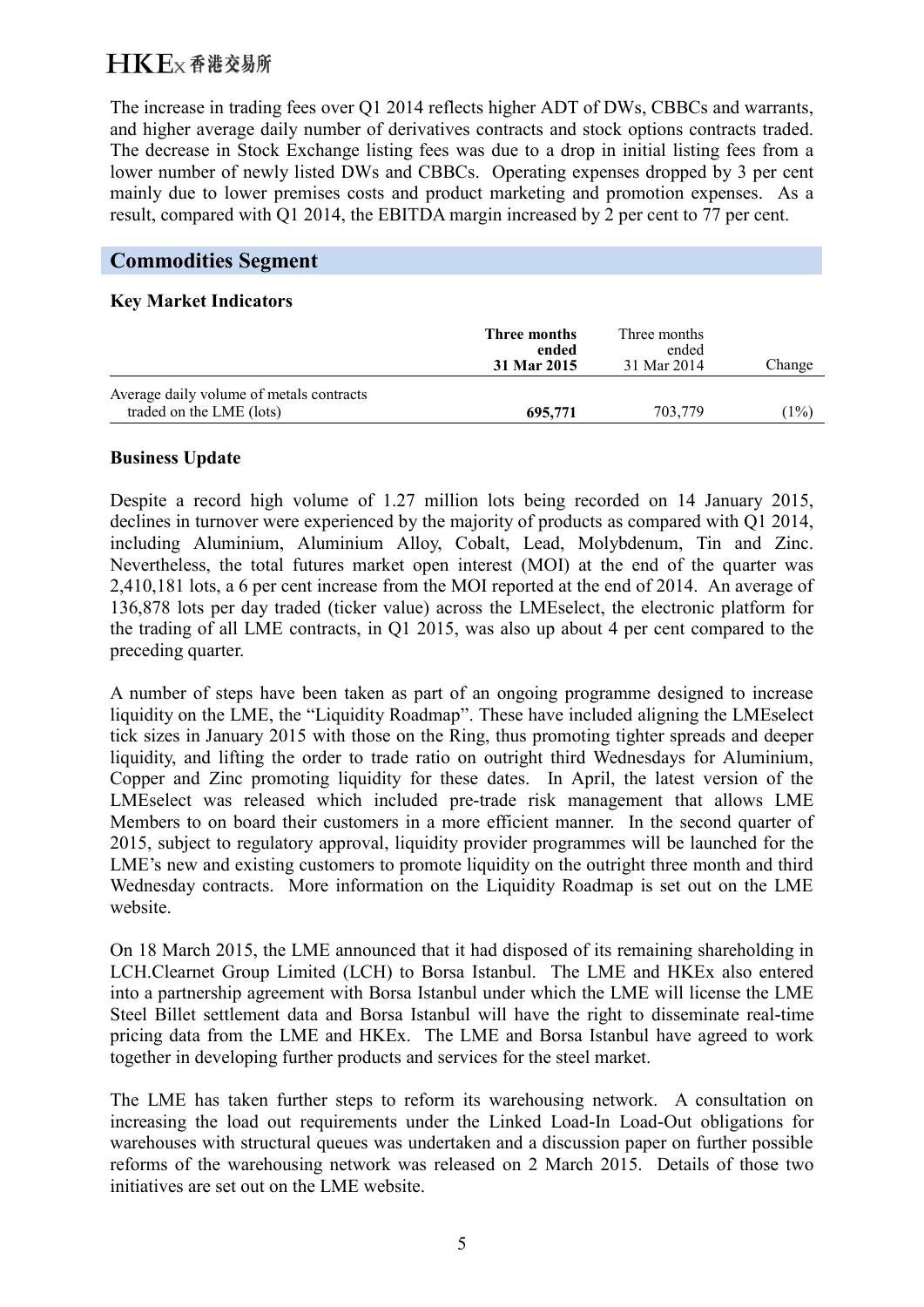The increase in trading fees over Q1 2014 reflects higher ADT of DWs, CBBCs and warrants, and higher average daily number of derivatives contracts and stock options contracts traded. The decrease in Stock Exchange listing fees was due to a drop in initial listing fees from a lower number of newly listed DWs and CBBCs. Operating expenses dropped by 3 per cent mainly due to lower premises costs and product marketing and promotion expenses. As a result, compared with Q1 2014, the EBITDA margin increased by 2 per cent to 77 per cent.

## Commodities Segment

### Key Market Indicators

| | **Three months ended 31 Mar 2015** | Three months ended 31 Mar 2014 | Change |
|---|---|---|---|
| Average daily volume of metals contracts traded on the LME (lots) | **695,771** | 703,779 | (1%) |

### Business Update

Despite a record high volume of 1.27 million lots being recorded on 14 January 2015, declines in turnover were experienced by the majority of products as compared with Q1 2014, including Aluminium, Aluminium Alloy, Cobalt, Lead, Molybdenum, Tin and Zinc. Nevertheless, the total futures market open interest (MOI) at the end of the quarter was 2,410,181 lots, a 6 per cent increase from the MOI reported at the end of 2014. An average of 136,878 lots per day traded (ticker value) across the LMEselect, the electronic platform for the trading of all LME contracts, in Q1 2015, was also up about 4 per cent compared to the preceding quarter.

A number of steps have been taken as part of an ongoing programme designed to increase liquidity on the LME, the "Liquidity Roadmap". These have included aligning the LMEselect tick sizes in January 2015 with those on the Ring, thus promoting tighter spreads and deeper liquidity, and lifting the order to trade ratio on outright third Wednesdays for Aluminium, Copper and Zinc promoting liquidity for these dates. In April, the latest version of the LMEselect was released which included pre-trade risk management that allows LME Members to on board their customers in a more efficient manner. In the second quarter of 2015, subject to regulatory approval, liquidity provider programmes will be launched for the LME's new and existing customers to promote liquidity on the outright three month and third Wednesday contracts. More information on the Liquidity Roadmap is set out on the LME website.

On 18 March 2015, the LME announced that it had disposed of its remaining shareholding in LCH.Clearnet Group Limited (LCH) to Borsa Istanbul. The LME and HKEx also entered into a partnership agreement with Borsa Istanbul under which the LME will license the LME Steel Billet settlement data and Borsa Istanbul will have the right to disseminate real-time pricing data from the LME and HKEx. The LME and Borsa Istanbul have agreed to work together in developing further products and services for the steel market.

The LME has taken further steps to reform its warehousing network. A consultation on increasing the load out requirements under the Linked Load-In Load-Out obligations for warehouses with structural queues was undertaken and a discussion paper on further possible reforms of the warehousing network was released on 2 March 2015. Details of those two initiatives are set out on the LME website.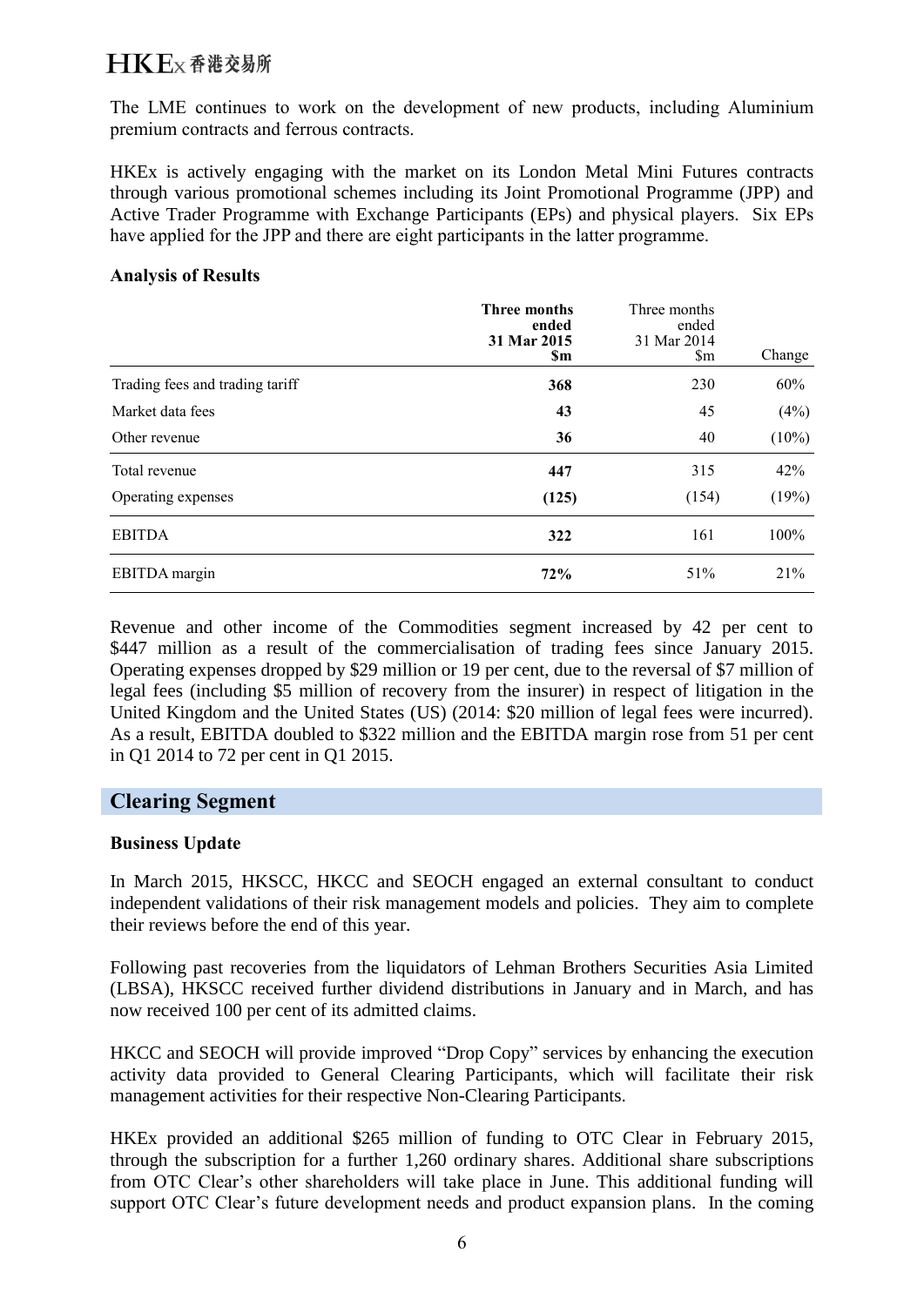The LME continues to work on the development of new products, including Aluminium premium contracts and ferrous contracts.

HKEx is actively engaging with the market on its London Metal Mini Futures contracts through various promotional schemes including its Joint Promotional Programme (JPP) and Active Trader Programme with Exchange Participants (EPs) and physical players. Six EPs have applied for the JPP and there are eight participants in the latter programme.

**Analysis of Results**

| | **Three months ended 31 Mar 2015 $m** | Three months ended 31 Mar 2014 $m | Change |
|---|---|---|---|
| Trading fees and trading tariff | **368** | 230 | 60% |
| Market data fees | **43** | 45 | (4%) |
| Other revenue | **36** | 40 | (10%) |
| Total revenue | **447** | 315 | 42% |
| Operating expenses | **(125)** | (154) | (19%) |
| EBITDA | **322** | 161 | 100% |
| EBITDA margin | **72%** | 51% | 21% |

Revenue and other income of the Commodities segment increased by 42 per cent to $447 million as a result of the commercialisation of trading fees since January 2015. Operating expenses dropped by $29 million or 19 per cent, due to the reversal of $7 million of legal fees (including $5 million of recovery from the insurer) in respect of litigation in the United Kingdom and the United States (US) (2014: $20 million of legal fees were incurred). As a result, EBITDA doubled to $322 million and the EBITDA margin rose from 51 per cent in Q1 2014 to 72 per cent in Q1 2015.

## Clearing Segment

**Business Update**

In March 2015, HKSCC, HKCC and SEOCH engaged an external consultant to conduct independent validations of their risk management models and policies. They aim to complete their reviews before the end of this year.

Following past recoveries from the liquidators of Lehman Brothers Securities Asia Limited (LBSA), HKSCC received further dividend distributions in January and in March, and has now received 100 per cent of its admitted claims.

HKCC and SEOCH will provide improved "Drop Copy" services by enhancing the execution activity data provided to General Clearing Participants, which will facilitate their risk management activities for their respective Non-Clearing Participants.

HKEx provided an additional $265 million of funding to OTC Clear in February 2015, through the subscription for a further 1,260 ordinary shares. Additional share subscriptions from OTC Clear's other shareholders will take place in June. This additional funding will support OTC Clear's future development needs and product expansion plans. In the coming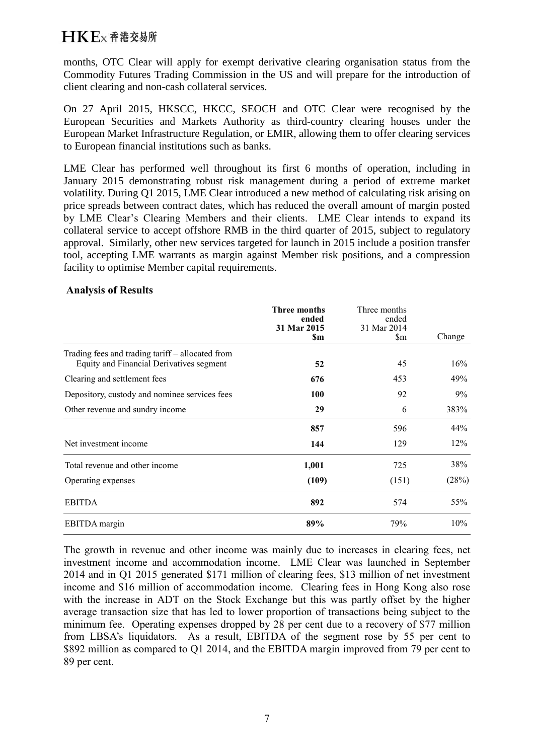months, OTC Clear will apply for exempt derivative clearing organisation status from the Commodity Futures Trading Commission in the US and will prepare for the introduction of client clearing and non-cash collateral services.

On 27 April 2015, HKSCC, HKCC, SEOCH and OTC Clear were recognised by the European Securities and Markets Authority as third-country clearing houses under the European Market Infrastructure Regulation, or EMIR, allowing them to offer clearing services to European financial institutions such as banks.

LME Clear has performed well throughout its first 6 months of operation, including in January 2015 demonstrating robust risk management during a period of extreme market volatility. During Q1 2015, LME Clear introduced a new method of calculating risk arising on price spreads between contract dates, which has reduced the overall amount of margin posted by LME Clear's Clearing Members and their clients. LME Clear intends to expand its collateral service to accept offshore RMB in the third quarter of 2015, subject to regulatory approval. Similarly, other new services targeted for launch in 2015 include a position transfer tool, accepting LME warrants as margin against Member risk positions, and a compression facility to optimise Member capital requirements.

**Analysis of Results**

| | **Three months ended 31 Mar 2015 $m** | Three months ended 31 Mar 2014 $m | Change |
|---|---|---|---|
| Trading fees and trading tariff – allocated from Equity and Financial Derivatives segment | **52** | 45 | 16% |
| Clearing and settlement fees | **676** | 453 | 49% |
| Depository, custody and nominee services fees | **100** | 92 | 9% |
| Other revenue and sundry income | **29** | 6 | 383% |
| | **857** | 596 | 44% |
| Net investment income | **144** | 129 | 12% |
| Total revenue and other income | **1,001** | 725 | 38% |
| Operating expenses | **(109)** | (151) | (28%) |
| EBITDA | **892** | 574 | 55% |
| EBITDA margin | **89%** | 79% | 10% |

The growth in revenue and other income was mainly due to increases in clearing fees, net investment income and accommodation income. LME Clear was launched in September 2014 and in Q1 2015 generated $171 million of clearing fees, $13 million of net investment income and $16 million of accommodation income. Clearing fees in Hong Kong also rose with the increase in ADT on the Stock Exchange but this was partly offset by the higher average transaction size that has led to lower proportion of transactions being subject to the minimum fee. Operating expenses dropped by 28 per cent due to a recovery of $77 million from LBSA's liquidators. As a result, EBITDA of the segment rose by 55 per cent to $892 million as compared to Q1 2014, and the EBITDA margin improved from 79 per cent to 89 per cent.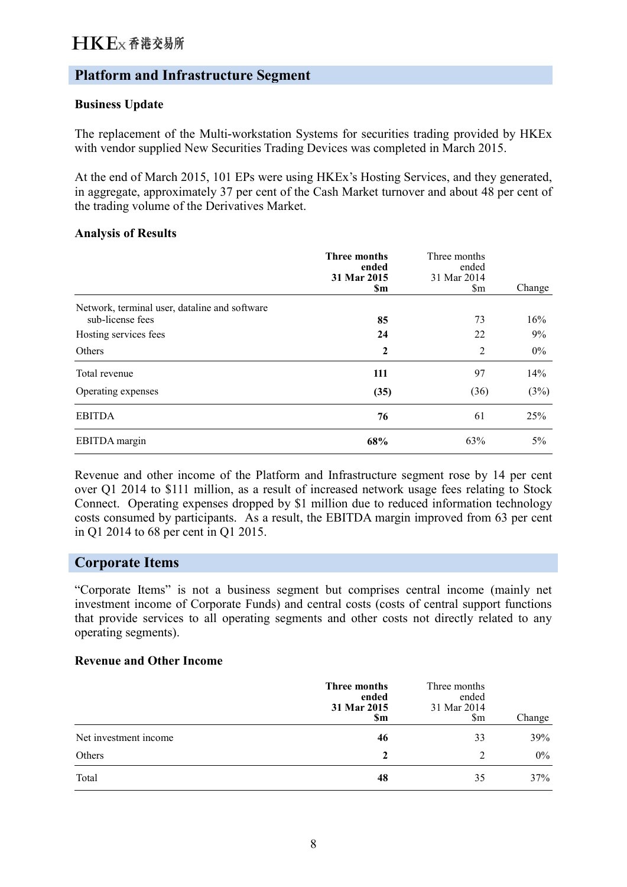## Platform and Infrastructure Segment

### Business Update

The replacement of the Multi-workstation Systems for securities trading provided by HKEx with vendor supplied New Securities Trading Devices was completed in March 2015.

At the end of March 2015, 101 EPs were using HKEx's Hosting Services, and they generated, in aggregate, approximately 37 per cent of the Cash Market turnover and about 48 per cent of the trading volume of the Derivatives Market.

### Analysis of Results

| | **Three months ended 31 Mar 2015 $m** | Three months ended 31 Mar 2014 $m | Change |
|---|---|---|---|
| Network, terminal user, dataline and software sub-license fees | **85** | 73 | 16% |
| Hosting services fees | **24** | 22 | 9% |
| Others | **2** | 2 | 0% |
| Total revenue | **111** | 97 | 14% |
| Operating expenses | **(35)** | (36) | (3%) |
| EBITDA | **76** | 61 | 25% |
| EBITDA margin | **68%** | 63% | 5% |

Revenue and other income of the Platform and Infrastructure segment rose by 14 per cent over Q1 2014 to $111 million, as a result of increased network usage fees relating to Stock Connect. Operating expenses dropped by $1 million due to reduced information technology costs consumed by participants. As a result, the EBITDA margin improved from 63 per cent in Q1 2014 to 68 per cent in Q1 2015.

## Corporate Items

"Corporate Items" is not a business segment but comprises central income (mainly net investment income of Corporate Funds) and central costs (costs of central support functions that provide services to all operating segments and other costs not directly related to any operating segments).

### Revenue and Other Income

| | **Three months ended 31 Mar 2015 $m** | Three months ended 31 Mar 2014 $m | Change |
|---|---|---|---|
| Net investment income | **46** | 33 | 39% |
| Others | **2** | 2 | 0% |
| Total | **48** | 35 | 37% |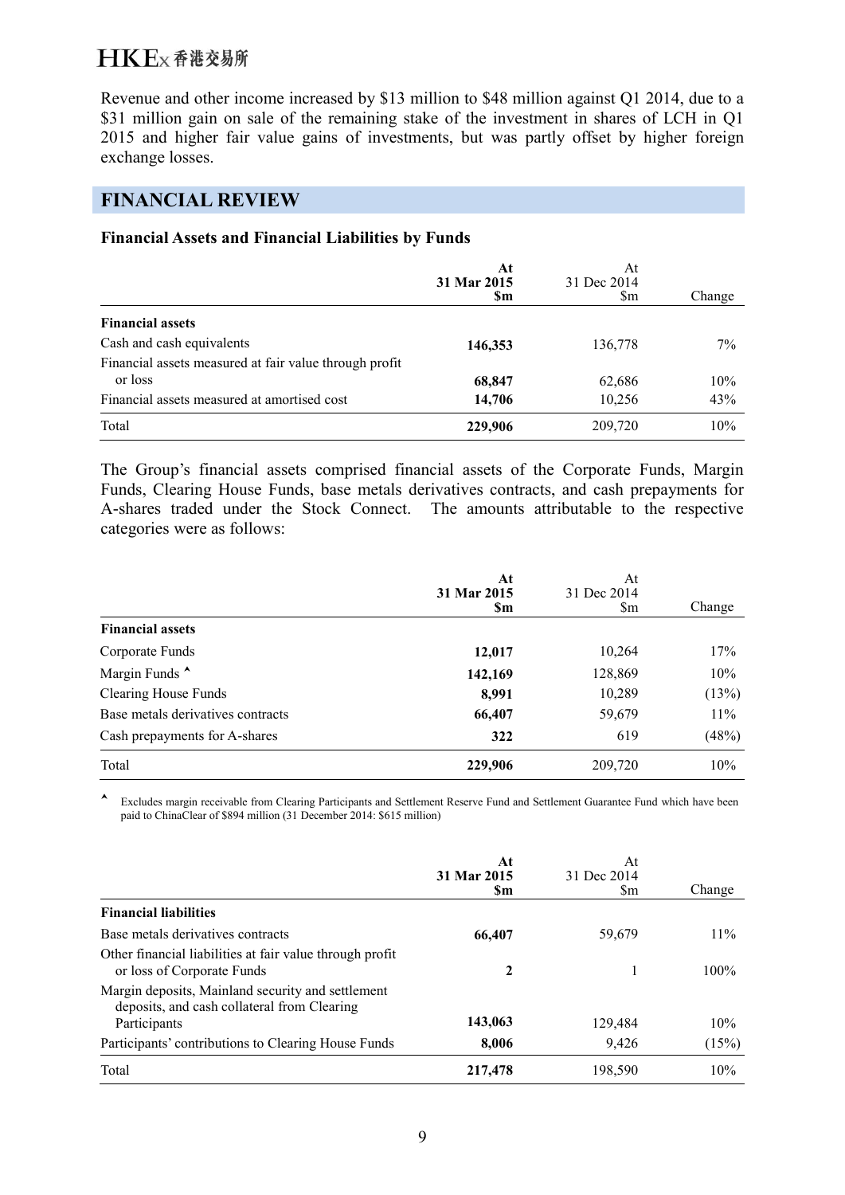Revenue and other income increased by $13 million to $48 million against Q1 2014, due to a $31 million gain on sale of the remaining stake of the investment in shares of LCH in Q1 2015 and higher fair value gains of investments, but was partly offset by higher foreign exchange losses.

## FINANCIAL REVIEW

### Financial Assets and Financial Liabilities by Funds

| | **At 31 Mar 2015 $m** | At 31 Dec 2014 $m | Change |
|---|---|---|---|
| **Financial assets** | | | |
| Cash and cash equivalents | **146,353** | 136,778 | 7% |
| Financial assets measured at fair value through profit or loss | **68,847** | 62,686 | 10% |
| Financial assets measured at amortised cost | **14,706** | 10,256 | 43% |
| Total | **229,906** | 209,720 | 10% |

The Group's financial assets comprised financial assets of the Corporate Funds, Margin Funds, Clearing House Funds, base metals derivatives contracts, and cash prepayments for A-shares traded under the Stock Connect. The amounts attributable to the respective categories were as follows:

| | **At 31 Mar 2015 $m** | At 31 Dec 2014 $m | Change |
|---|---|---|---|
| **Financial assets** | | | |
| Corporate Funds | **12,017** | 10,264 | 17% |
| Margin Funds ^ | **142,169** | 128,869 | 10% |
| Clearing House Funds | **8,991** | 10,289 | (13%) |
| Base metals derivatives contracts | **66,407** | 59,679 | 11% |
| Cash prepayments for A-shares | **322** | 619 | (48%) |
| Total | **229,906** | 209,720 | 10% |

^ Excludes margin receivable from Clearing Participants and Settlement Reserve Fund and Settlement Guarantee Fund which have been paid to ChinaClear of $894 million (31 December 2014: $615 million)

| | **At 31 Mar 2015 $m** | At 31 Dec 2014 $m | Change |
|---|---|---|---|
| **Financial liabilities** | | | |
| Base metals derivatives contracts | **66,407** | 59,679 | 11% |
| Other financial liabilities at fair value through profit or loss of Corporate Funds | **2** | 1 | 100% |
| Margin deposits, Mainland security and settlement deposits, and cash collateral from Clearing Participants | **143,063** | 129,484 | 10% |
| Participants' contributions to Clearing House Funds | **8,006** | 9,426 | (15%) |
| Total | **217,478** | 198,590 | 10% |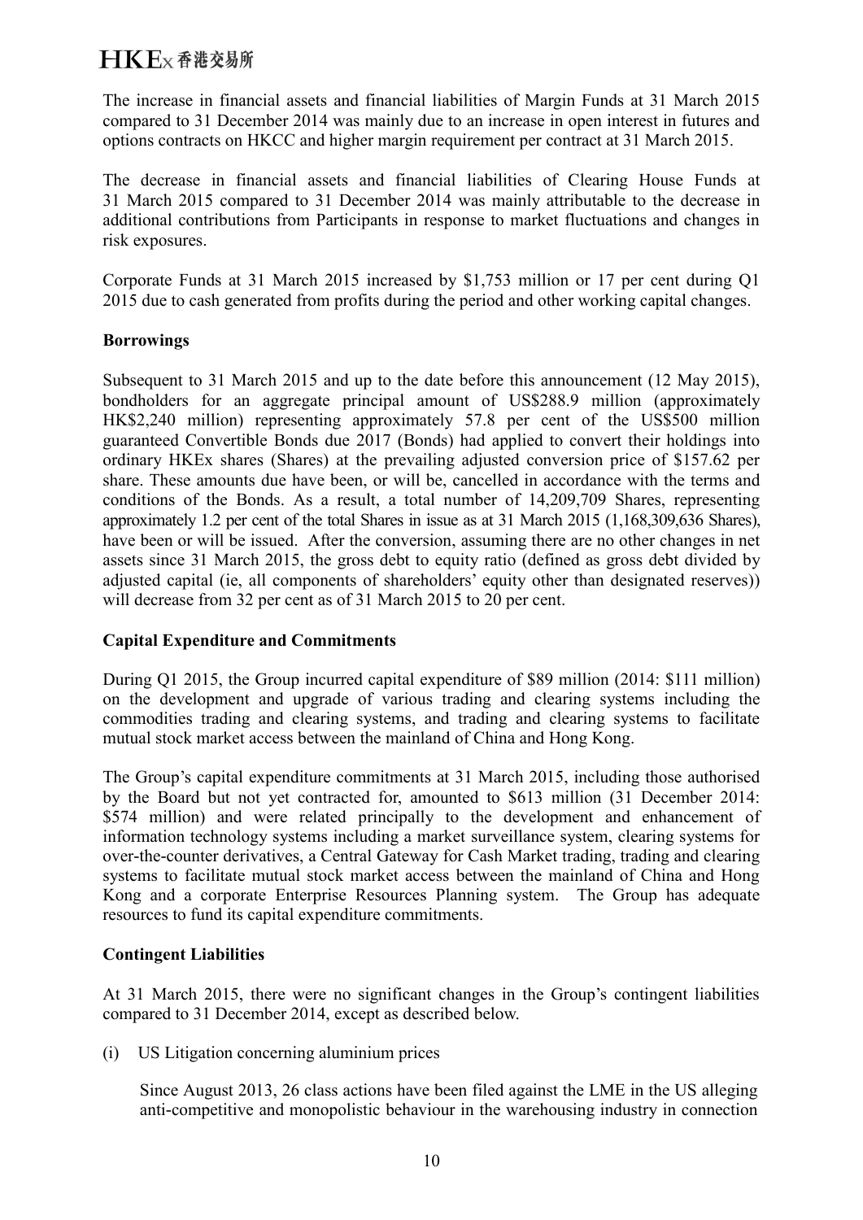The increase in financial assets and financial liabilities of Margin Funds at 31 March 2015 compared to 31 December 2014 was mainly due to an increase in open interest in futures and options contracts on HKCC and higher margin requirement per contract at 31 March 2015.

The decrease in financial assets and financial liabilities of Clearing House Funds at 31 March 2015 compared to 31 December 2014 was mainly attributable to the decrease in additional contributions from Participants in response to market fluctuations and changes in risk exposures.

Corporate Funds at 31 March 2015 increased by $1,753 million or 17 per cent during Q1 2015 due to cash generated from profits during the period and other working capital changes.

**Borrowings**

Subsequent to 31 March 2015 and up to the date before this announcement (12 May 2015), bondholders for an aggregate principal amount of US$288.9 million (approximately HK$2,240 million) representing approximately 57.8 per cent of the US$500 million guaranteed Convertible Bonds due 2017 (Bonds) had applied to convert their holdings into ordinary HKEx shares (Shares) at the prevailing adjusted conversion price of $157.62 per share. These amounts due have been, or will be, cancelled in accordance with the terms and conditions of the Bonds. As a result, a total number of 14,209,709 Shares, representing approximately 1.2 per cent of the total Shares in issue as at 31 March 2015 (1,168,309,636 Shares), have been or will be issued. After the conversion, assuming there are no other changes in net assets since 31 March 2015, the gross debt to equity ratio (defined as gross debt divided by adjusted capital (ie, all components of shareholders' equity other than designated reserves)) will decrease from 32 per cent as of 31 March 2015 to 20 per cent.

**Capital Expenditure and Commitments**

During Q1 2015, the Group incurred capital expenditure of $89 million (2014: $111 million) on the development and upgrade of various trading and clearing systems including the commodities trading and clearing systems, and trading and clearing systems to facilitate mutual stock market access between the mainland of China and Hong Kong.

The Group's capital expenditure commitments at 31 March 2015, including those authorised by the Board but not yet contracted for, amounted to $613 million (31 December 2014: $574 million) and were related principally to the development and enhancement of information technology systems including a market surveillance system, clearing systems for over-the-counter derivatives, a Central Gateway for Cash Market trading, trading and clearing systems to facilitate mutual stock market access between the mainland of China and Hong Kong and a corporate Enterprise Resources Planning system. The Group has adequate resources to fund its capital expenditure commitments.

**Contingent Liabilities**

At 31 March 2015, there were no significant changes in the Group's contingent liabilities compared to 31 December 2014, except as described below.

(i) US Litigation concerning aluminium prices

Since August 2013, 26 class actions have been filed against the LME in the US alleging anti-competitive and monopolistic behaviour in the warehousing industry in connection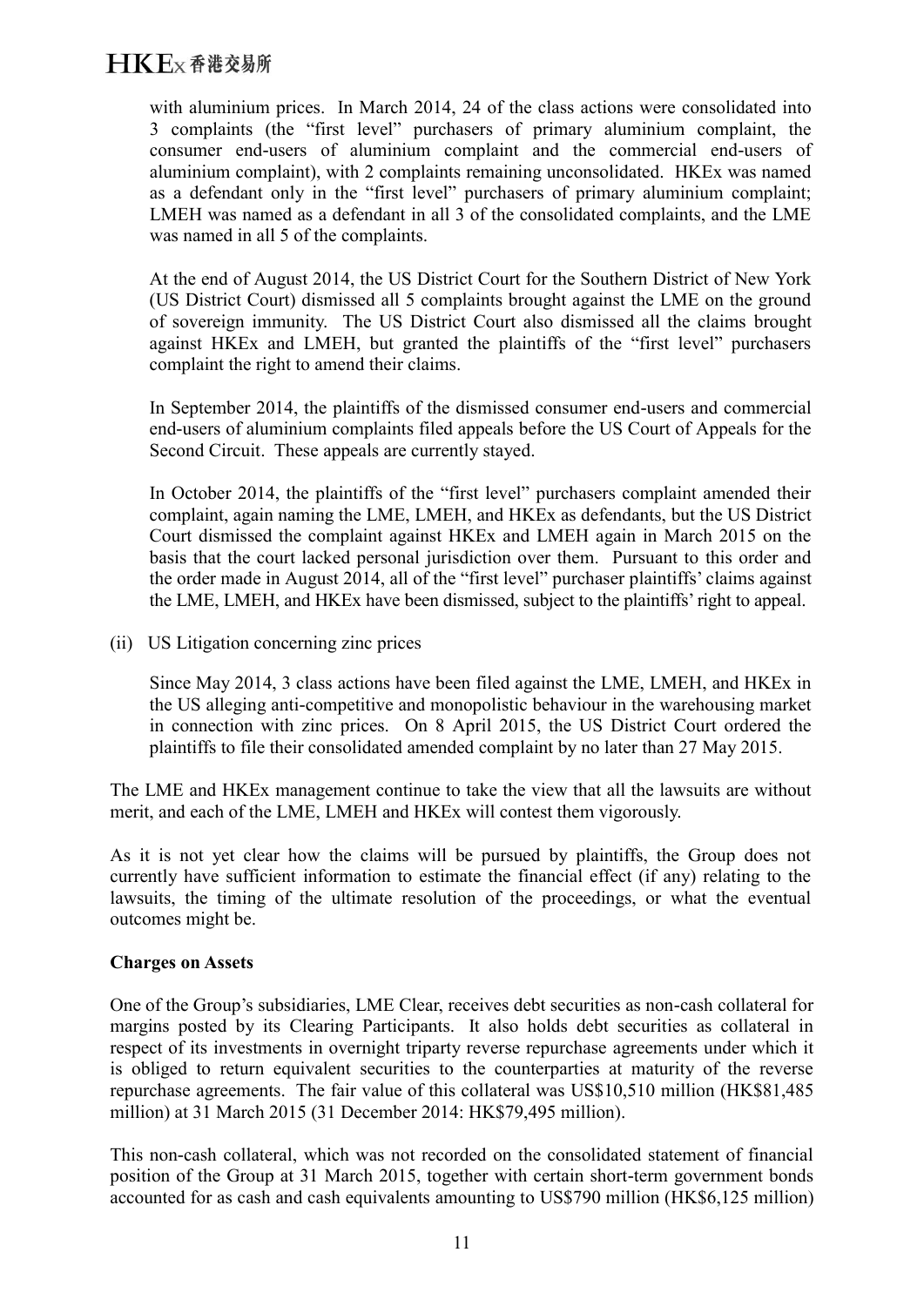with aluminium prices. In March 2014, 24 of the class actions were consolidated into 3 complaints (the "first level" purchasers of primary aluminium complaint, the consumer end-users of aluminium complaint and the commercial end-users of aluminium complaint), with 2 complaints remaining unconsolidated. HKEx was named as a defendant only in the "first level" purchasers of primary aluminium complaint; LMEH was named as a defendant in all 3 of the consolidated complaints, and the LME was named in all 5 of the complaints.

At the end of August 2014, the US District Court for the Southern District of New York (US District Court) dismissed all 5 complaints brought against the LME on the ground of sovereign immunity. The US District Court also dismissed all the claims brought against HKEx and LMEH, but granted the plaintiffs of the "first level" purchasers complaint the right to amend their claims.

In September 2014, the plaintiffs of the dismissed consumer end-users and commercial end-users of aluminium complaints filed appeals before the US Court of Appeals for the Second Circuit. These appeals are currently stayed.

In October 2014, the plaintiffs of the "first level" purchasers complaint amended their complaint, again naming the LME, LMEH, and HKEx as defendants, but the US District Court dismissed the complaint against HKEx and LMEH again in March 2015 on the basis that the court lacked personal jurisdiction over them. Pursuant to this order and the order made in August 2014, all of the "first level" purchaser plaintiffs' claims against the LME, LMEH, and HKEx have been dismissed, subject to the plaintiffs' right to appeal.

(ii) US Litigation concerning zinc prices

Since May 2014, 3 class actions have been filed against the LME, LMEH, and HKEx in the US alleging anti-competitive and monopolistic behaviour in the warehousing market in connection with zinc prices. On 8 April 2015, the US District Court ordered the plaintiffs to file their consolidated amended complaint by no later than 27 May 2015.

The LME and HKEx management continue to take the view that all the lawsuits are without merit, and each of the LME, LMEH and HKEx will contest them vigorously.

As it is not yet clear how the claims will be pursued by plaintiffs, the Group does not currently have sufficient information to estimate the financial effect (if any) relating to the lawsuits, the timing of the ultimate resolution of the proceedings, or what the eventual outcomes might be.

**Charges on Assets**

One of the Group's subsidiaries, LME Clear, receives debt securities as non-cash collateral for margins posted by its Clearing Participants. It also holds debt securities as collateral in respect of its investments in overnight triparty reverse repurchase agreements under which it is obliged to return equivalent securities to the counterparties at maturity of the reverse repurchase agreements. The fair value of this collateral was US$10,510 million (HK$81,485 million) at 31 March 2015 (31 December 2014: HK$79,495 million).

This non-cash collateral, which was not recorded on the consolidated statement of financial position of the Group at 31 March 2015, together with certain short-term government bonds accounted for as cash and cash equivalents amounting to US$790 million (HK$6,125 million)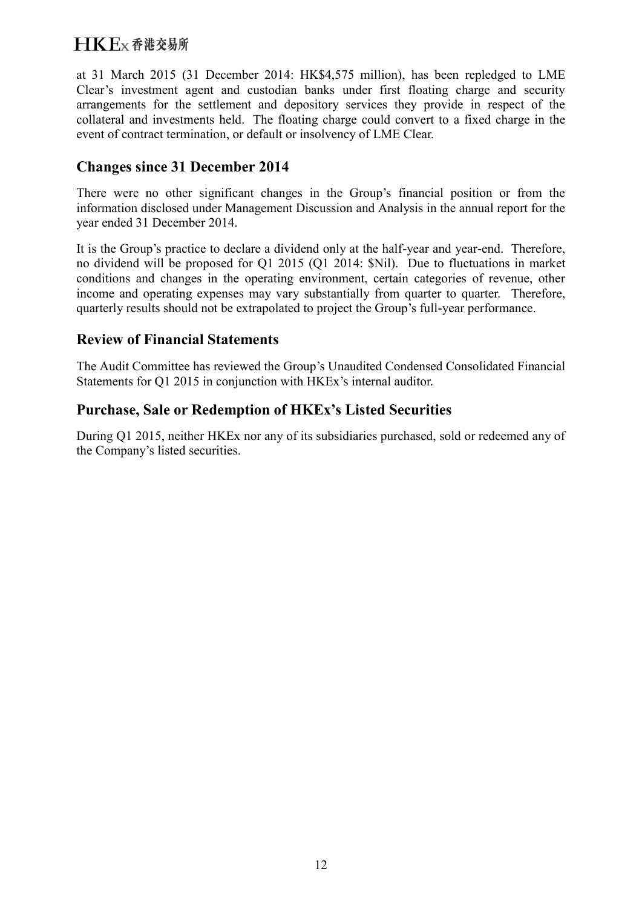at 31 March 2015 (31 December 2014: HK$4,575 million), has been repledged to LME Clear's investment agent and custodian banks under first floating charge and security arrangements for the settlement and depository services they provide in respect of the collateral and investments held. The floating charge could convert to a fixed charge in the event of contract termination, or default or insolvency of LME Clear.

## Changes since 31 December 2014

There were no other significant changes in the Group's financial position or from the information disclosed under Management Discussion and Analysis in the annual report for the year ended 31 December 2014.

It is the Group's practice to declare a dividend only at the half-year and year-end. Therefore, no dividend will be proposed for Q1 2015 (Q1 2014: $Nil). Due to fluctuations in market conditions and changes in the operating environment, certain categories of revenue, other income and operating expenses may vary substantially from quarter to quarter. Therefore, quarterly results should not be extrapolated to project the Group's full-year performance.

## Review of Financial Statements

The Audit Committee has reviewed the Group's Unaudited Condensed Consolidated Financial Statements for Q1 2015 in conjunction with HKEx's internal auditor.

## Purchase, Sale or Redemption of HKEx's Listed Securities

During Q1 2015, neither HKEx nor any of its subsidiaries purchased, sold or redeemed any of the Company's listed securities.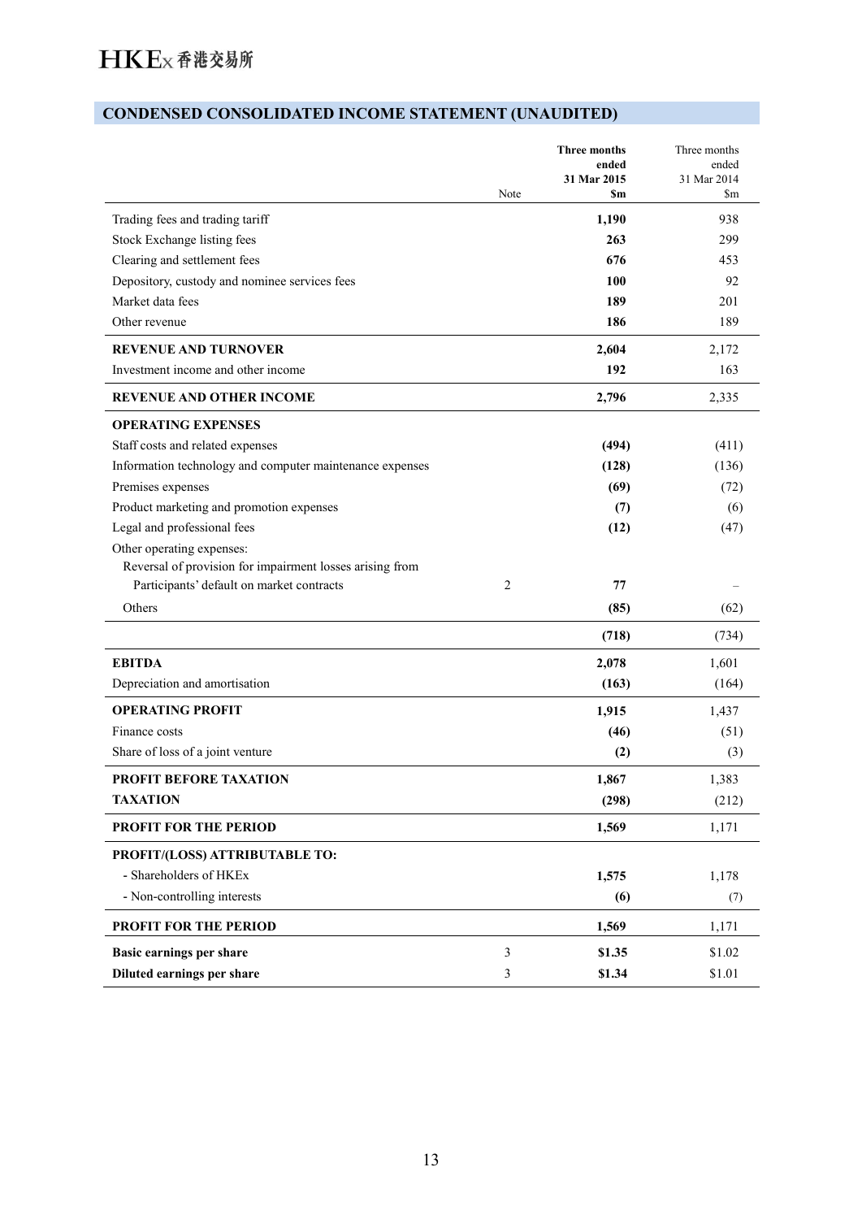## CONDENSED CONSOLIDATED INCOME STATEMENT (UNAUDITED)

| | Note | **Three months ended 31 Mar 2015 $m** | Three months ended 31 Mar 2014 $m |
|---|---|---|---|
| Trading fees and trading tariff | | **1,190** | 938 |
| Stock Exchange listing fees | | **263** | 299 |
| Clearing and settlement fees | | **676** | 453 |
| Depository, custody and nominee services fees | | **100** | 92 |
| Market data fees | | **189** | 201 |
| Other revenue | | **186** | 189 |
| **REVENUE AND TURNOVER** | | **2,604** | 2,172 |
| Investment income and other income | | **192** | 163 |
| **REVENUE AND OTHER INCOME** | | **2,796** | 2,335 |
| **OPERATING EXPENSES** | | | |
| Staff costs and related expenses | | **(494)** | (411) |
| Information technology and computer maintenance expenses | | **(128)** | (136) |
| Premises expenses | | **(69)** | (72) |
| Product marketing and promotion expenses | | **(7)** | (6) |
| Legal and professional fees | | **(12)** | (47) |
| Other operating expenses: | | | |
| Reversal of provision for impairment losses arising from Participants' default on market contracts | 2 | **77** | – |
| Others | | **(85)** | (62) |
| | | **(718)** | (734) |
| **EBITDA** | | **2,078** | 1,601 |
| Depreciation and amortisation | | **(163)** | (164) |
| **OPERATING PROFIT** | | **1,915** | 1,437 |
| Finance costs | | **(46)** | (51) |
| Share of loss of a joint venture | | **(2)** | (3) |
| **PROFIT BEFORE TAXATION** | | **1,867** | 1,383 |
| **TAXATION** | | **(298)** | (212) |
| **PROFIT FOR THE PERIOD** | | **1,569** | 1,171 |
| **PROFIT/(LOSS) ATTRIBUTABLE TO:** | | | |
| - Shareholders of HKEx | | **1,575** | 1,178 |
| - Non-controlling interests | | **(6)** | (7) |
| **PROFIT FOR THE PERIOD** | | **1,569** | 1,171 |
| **Basic earnings per share** | 3 | **$1.35** | $1.02 |
| **Diluted earnings per share** | 3 | **$1.34** | $1.01 |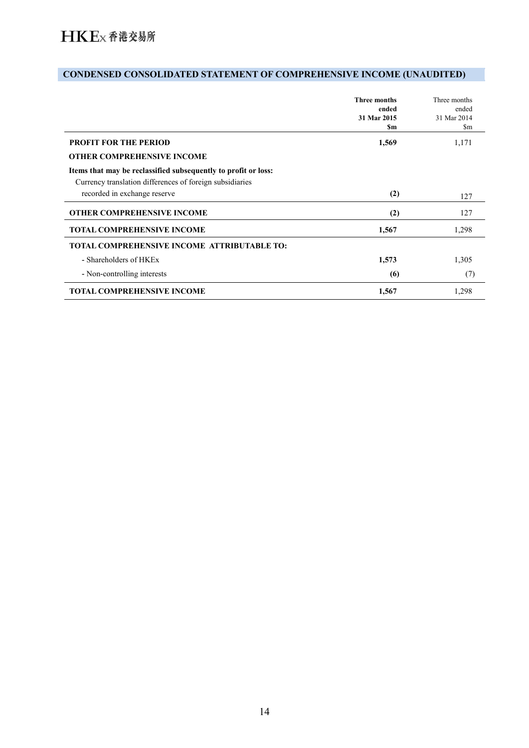## CONDENSED CONSOLIDATED STATEMENT OF COMPREHENSIVE INCOME (UNAUDITED)

| | **Three months ended 31 Mar 2015 $m** | Three months ended 31 Mar 2014 $m |
|---|---|---|
| **PROFIT FOR THE PERIOD** | **1,569** | 1,171 |
| **OTHER COMPREHENSIVE INCOME** | | |
| **Items that may be reclassified subsequently to profit or loss:** | | |
| Currency translation differences of foreign subsidiaries recorded in exchange reserve | **(2)** | 127 |
| **OTHER COMPREHENSIVE INCOME** | **(2)** | 127 |
| **TOTAL COMPREHENSIVE INCOME** | **1,567** | 1,298 |
| **TOTAL COMPREHENSIVE INCOME ATTRIBUTABLE TO:** | | |
| - Shareholders of HKEx | **1,573** | 1,305 |
| - Non-controlling interests | **(6)** | (7) |
| **TOTAL COMPREHENSIVE INCOME** | **1,567** | 1,298 |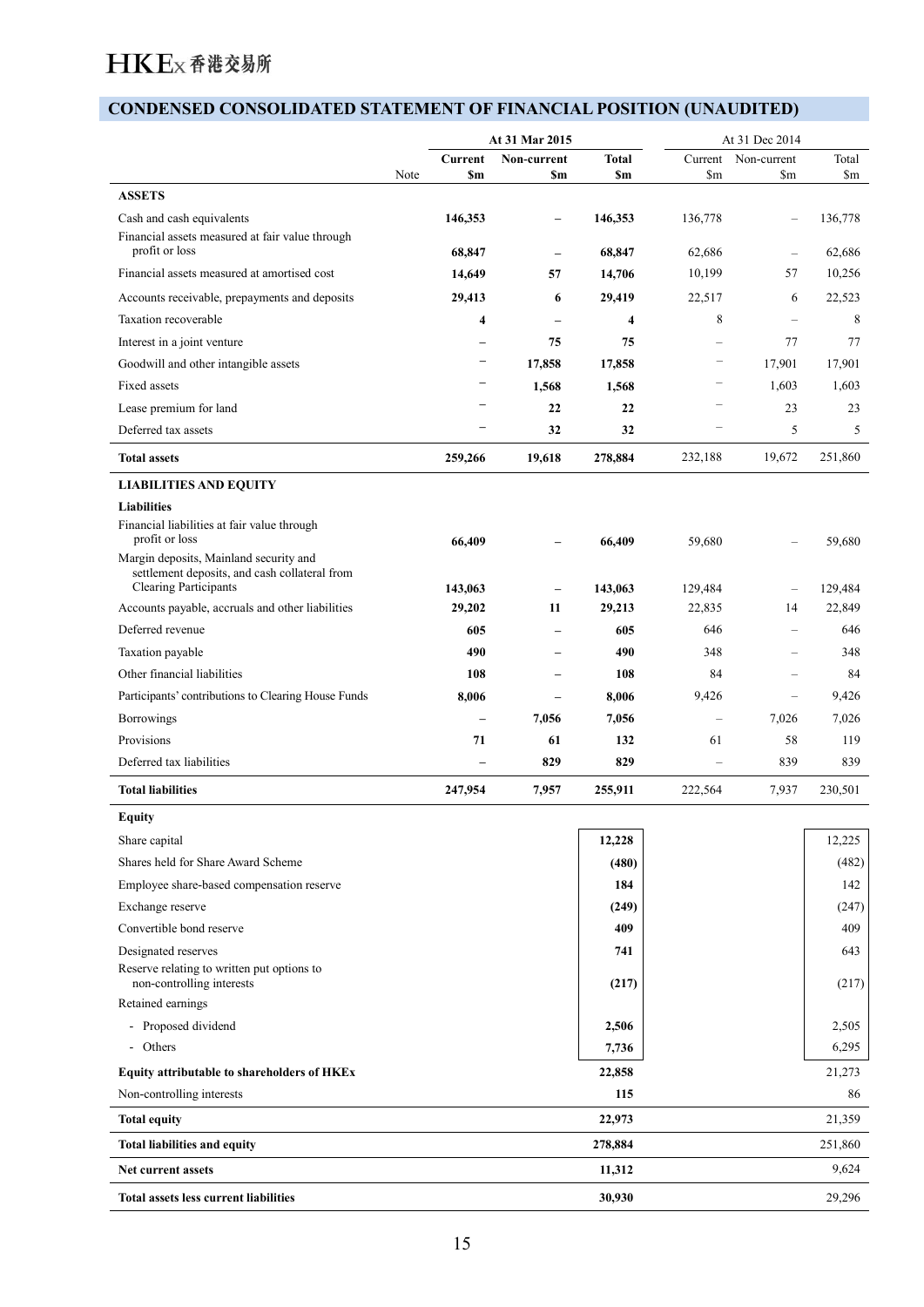## CONDENSED CONSOLIDATED STATEMENT OF FINANCIAL POSITION (UNAUDITED)

| | Note | At 31 Mar 2015 | | | At 31 Dec 2014 | | |
|---|---|---|---|---|---|---|---|
| | | **Current $m** | **Non-current $m** | **Total $m** | Current $m | Non-current $m | Total $m |
| **ASSETS** | | | | | | | |
| Cash and cash equivalents | | **146,353** | **–** | **146,353** | 136,778 | – | 136,778 |
| Financial assets measured at fair value through profit or loss | | **68,847** | **–** | **68,847** | 62,686 | – | 62,686 |
| Financial assets measured at amortised cost | | **14,649** | **57** | **14,706** | 10,199 | 57 | 10,256 |
| Accounts receivable, prepayments and deposits | | **29,413** | **6** | **29,419** | 22,517 | 6 | 22,523 |
| Taxation recoverable | | **4** | **–** | **4** | 8 | – | 8 |
| Interest in a joint venture | | **–** | **75** | **75** | – | 77 | 77 |
| Goodwill and other intangible assets | | **–** | **17,858** | **17,858** | – | 17,901 | 17,901 |
| Fixed assets | | **–** | **1,568** | **1,568** | – | 1,603 | 1,603 |
| Lease premium for land | | **–** | **22** | **22** | – | 23 | 23 |
| Deferred tax assets | | **–** | **32** | **32** | – | 5 | 5 |
| **Total assets** | | **259,266** | **19,618** | **278,884** | 232,188 | 19,672 | 251,860 |
| **LIABILITIES AND EQUITY** | | | | | | | |
| **Liabilities** | | | | | | | |
| Financial liabilities at fair value through profit or loss | | **66,409** | **–** | **66,409** | 59,680 | – | 59,680 |
| Margin deposits, Mainland security and settlement deposits, and cash collateral from Clearing Participants | | **143,063** | **–** | **143,063** | 129,484 | – | 129,484 |
| Accounts payable, accruals and other liabilities | | **29,202** | **11** | **29,213** | 22,835 | 14 | 22,849 |
| Deferred revenue | | **605** | **–** | **605** | 646 | – | 646 |
| Taxation payable | | **490** | **–** | **490** | 348 | – | 348 |
| Other financial liabilities | | **108** | **–** | **108** | 84 | – | 84 |
| Participants' contributions to Clearing House Funds | | **8,006** | **–** | **8,006** | 9,426 | – | 9,426 |
| Borrowings | | **–** | **7,056** | **7,056** | – | 7,026 | 7,026 |
| Provisions | | **71** | **61** | **132** | 61 | 58 | 119 |
| Deferred tax liabilities | | **–** | **829** | **829** | – | 839 | 839 |
| **Total liabilities** | | **247,954** | **7,957** | **255,911** | 222,564 | 7,937 | 230,501 |
| **Equity** | | | | | | | |
| Share capital | | | | **12,228** | | | 12,225 |
| Shares held for Share Award Scheme | | | | **(480)** | | | (482) |
| Employee share-based compensation reserve | | | | **184** | | | 142 |
| Exchange reserve | | | | **(249)** | | | (247) |
| Convertible bond reserve | | | | **409** | | | 409 |
| Designated reserves | | | | **741** | | | 643 |
| Reserve relating to written put options to non-controlling interests | | | | **(217)** | | | (217) |
| Retained earnings | | | | | | | |
| - Proposed dividend | | | | **2,506** | | | 2,505 |
| - Others | | | | **7,736** | | | 6,295 |
| **Equity attributable to shareholders of HKEx** | | | | **22,858** | | | 21,273 |
| Non-controlling interests | | | | **115** | | | 86 |
| **Total equity** | | | | **22,973** | | | 21,359 |
| **Total liabilities and equity** | | | | **278,884** | | | 251,860 |
| **Net current assets** | | | | **11,312** | | | 9,624 |
| **Total assets less current liabilities** | | | | **30,930** | | | 29,296 |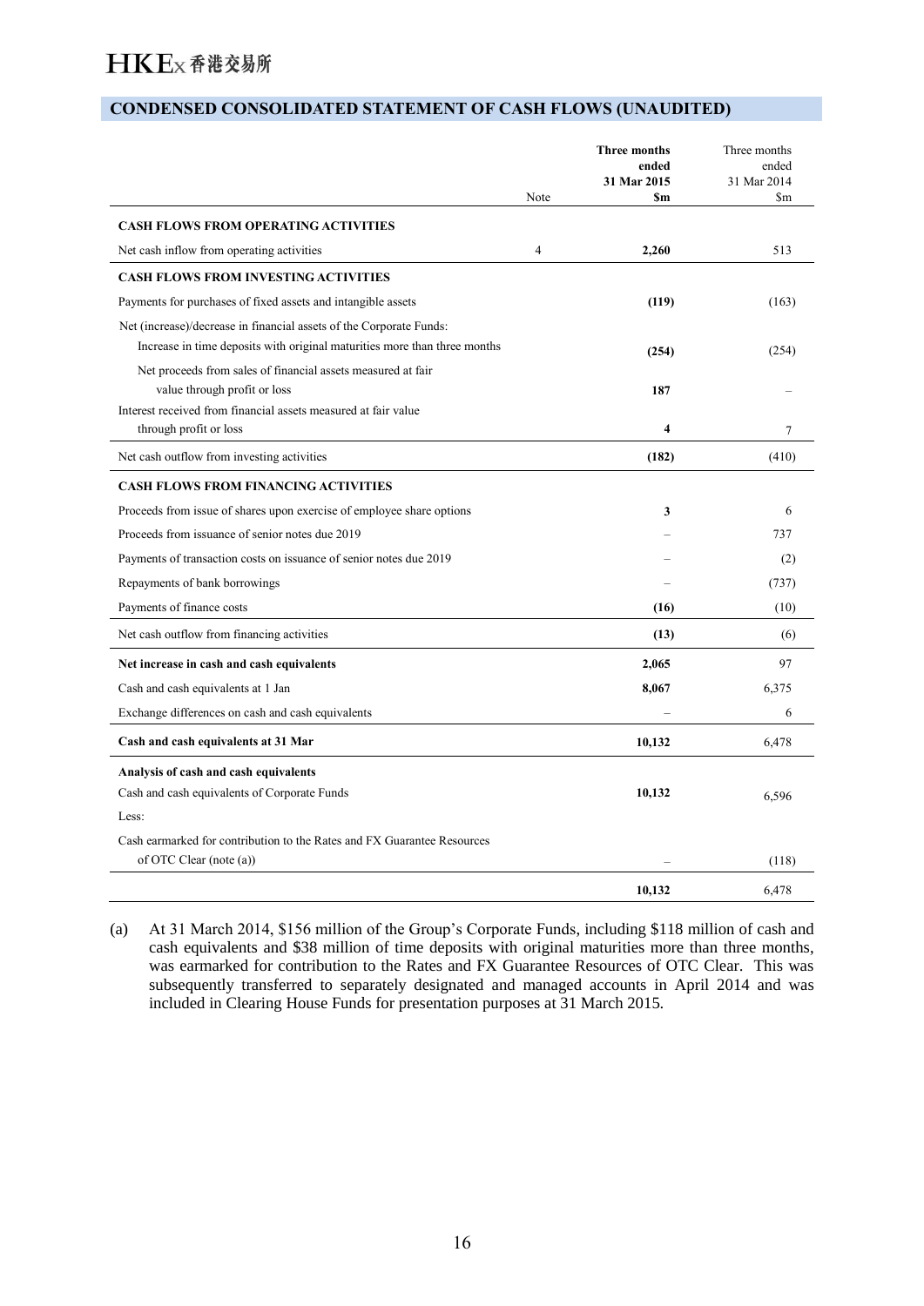## CONDENSED CONSOLIDATED STATEMENT OF CASH FLOWS (UNAUDITED)

| | Note | **Three months ended 31 Mar 2015 $m** | Three months ended 31 Mar 2014 $m |
|---|---|---|---|
| **CASH FLOWS FROM OPERATING ACTIVITIES** | | | |
| Net cash inflow from operating activities | 4 | **2,260** | 513 |
| **CASH FLOWS FROM INVESTING ACTIVITIES** | | | |
| Payments for purchases of fixed assets and intangible assets | | **(119)** | (163) |
| Net (increase)/decrease in financial assets of the Corporate Funds: | | | |
| Increase in time deposits with original maturities more than three months | | **(254)** | (254) |
| Net proceeds from sales of financial assets measured at fair value through profit or loss | | **187** | – |
| Interest received from financial assets measured at fair value through profit or loss | | **4** | 7 |
| Net cash outflow from investing activities | | **(182)** | (410) |
| **CASH FLOWS FROM FINANCING ACTIVITIES** | | | |
| Proceeds from issue of shares upon exercise of employee share options | | **3** | 6 |
| Proceeds from issuance of senior notes due 2019 | | – | 737 |
| Payments of transaction costs on issuance of senior notes due 2019 | | – | (2) |
| Repayments of bank borrowings | | – | (737) |
| Payments of finance costs | | **(16)** | (10) |
| Net cash outflow from financing activities | | **(13)** | (6) |
| **Net increase in cash and cash equivalents** | | **2,065** | 97 |
| Cash and cash equivalents at 1 Jan | | **8,067** | 6,375 |
| Exchange differences on cash and cash equivalents | | – | 6 |
| **Cash and cash equivalents at 31 Mar** | | **10,132** | 6,478 |
| **Analysis of cash and cash equivalents** | | | |
| Cash and cash equivalents of Corporate Funds | | **10,132** | 6,596 |
| Less: | | | |
| Cash earmarked for contribution to the Rates and FX Guarantee Resources of OTC Clear (note (a)) | | – | (118) |
| | | **10,132** | 6,478 |

(a) At 31 March 2014, $156 million of the Group's Corporate Funds, including $118 million of cash and cash equivalents and $38 million of time deposits with original maturities more than three months, was earmarked for contribution to the Rates and FX Guarantee Resources of OTC Clear. This was subsequently transferred to separately designated and managed accounts in April 2014 and was included in Clearing House Funds for presentation purposes at 31 March 2015.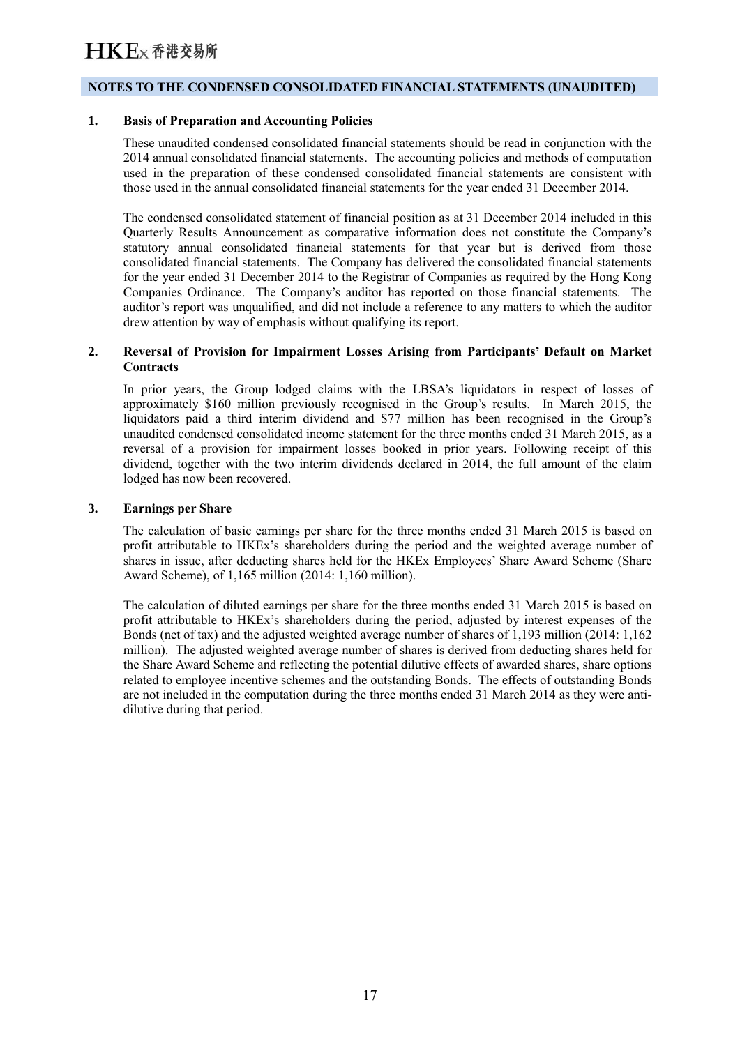## NOTES TO THE CONDENSED CONSOLIDATED FINANCIAL STATEMENTS (UNAUDITED)

### 1. Basis of Preparation and Accounting Policies

These unaudited condensed consolidated financial statements should be read in conjunction with the 2014 annual consolidated financial statements. The accounting policies and methods of computation used in the preparation of these condensed consolidated financial statements are consistent with those used in the annual consolidated financial statements for the year ended 31 December 2014.

The condensed consolidated statement of financial position as at 31 December 2014 included in this Quarterly Results Announcement as comparative information does not constitute the Company's statutory annual consolidated financial statements for that year but is derived from those consolidated financial statements. The Company has delivered the consolidated financial statements for the year ended 31 December 2014 to the Registrar of Companies as required by the Hong Kong Companies Ordinance. The Company's auditor has reported on those financial statements. The auditor's report was unqualified, and did not include a reference to any matters to which the auditor drew attention by way of emphasis without qualifying its report.

### 2. Reversal of Provision for Impairment Losses Arising from Participants' Default on Market Contracts

In prior years, the Group lodged claims with the LBSA's liquidators in respect of losses of approximately $160 million previously recognised in the Group's results. In March 2015, the liquidators paid a third interim dividend and $77 million has been recognised in the Group's unaudited condensed consolidated income statement for the three months ended 31 March 2015, as a reversal of a provision for impairment losses booked in prior years. Following receipt of this dividend, together with the two interim dividends declared in 2014, the full amount of the claim lodged has now been recovered.

### 3. Earnings per Share

The calculation of basic earnings per share for the three months ended 31 March 2015 is based on profit attributable to HKEx's shareholders during the period and the weighted average number of shares in issue, after deducting shares held for the HKEx Employees' Share Award Scheme (Share Award Scheme), of 1,165 million (2014: 1,160 million).

The calculation of diluted earnings per share for the three months ended 31 March 2015 is based on profit attributable to HKEx's shareholders during the period, adjusted by interest expenses of the Bonds (net of tax) and the adjusted weighted average number of shares of 1,193 million (2014: 1,162 million). The adjusted weighted average number of shares is derived from deducting shares held for the Share Award Scheme and reflecting the potential dilutive effects of awarded shares, share options related to employee incentive schemes and the outstanding Bonds. The effects of outstanding Bonds are not included in the computation during the three months ended 31 March 2014 as they were anti-dilutive during that period.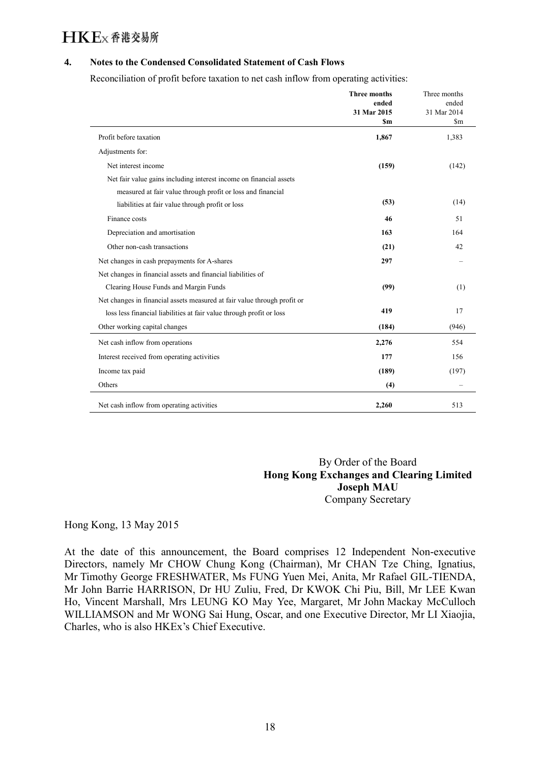**4. Notes to the Condensed Consolidated Statement of Cash Flows**

Reconciliation of profit before taxation to net cash inflow from operating activities:

| | **Three months ended 31 Mar 2015 $m** | Three months ended 31 Mar 2014 $m |
|---|---|---|
| Profit before taxation | **1,867** | 1,383 |
| Adjustments for: | | |
| Net interest income | **(159)** | (142) |
| Net fair value gains including interest income on financial assets measured at fair value through profit or loss and financial liabilities at fair value through profit or loss | **(53)** | (14) |
| Finance costs | **46** | 51 |
| Depreciation and amortisation | **163** | 164 |
| Other non-cash transactions | **(21)** | 42 |
| Net changes in cash prepayments for A-shares | **297** | – |
| Net changes in financial assets and financial liabilities of Clearing House Funds and Margin Funds | **(99)** | (1) |
| Net changes in financial assets measured at fair value through profit or loss less financial liabilities at fair value through profit or loss | **419** | 17 |
| Other working capital changes | **(184)** | (946) |
| Net cash inflow from operations | **2,276** | 554 |
| Interest received from operating activities | **177** | 156 |
| Income tax paid | **(189)** | (197) |
| Others | **(4)** | – |
| Net cash inflow from operating activities | **2,260** | 513 |

By Order of the Board
**Hong Kong Exchanges and Clearing Limited**
**Joseph MAU**
Company Secretary

Hong Kong, 13 May 2015

At the date of this announcement, the Board comprises 12 Independent Non-executive Directors, namely Mr CHOW Chung Kong (Chairman), Mr CHAN Tze Ching, Ignatius, Mr Timothy George FRESHWATER, Ms FUNG Yuen Mei, Anita, Mr Rafael GIL-TIENDA, Mr John Barrie HARRISON, Dr HU Zuliu, Fred, Dr KWOK Chi Piu, Bill, Mr LEE Kwan Ho, Vincent Marshall, Mrs LEUNG KO May Yee, Margaret, Mr John Mackay McCulloch WILLIAMSON and Mr WONG Sai Hung, Oscar, and one Executive Director, Mr LI Xiaojia, Charles, who is also HKEx's Chief Executive.